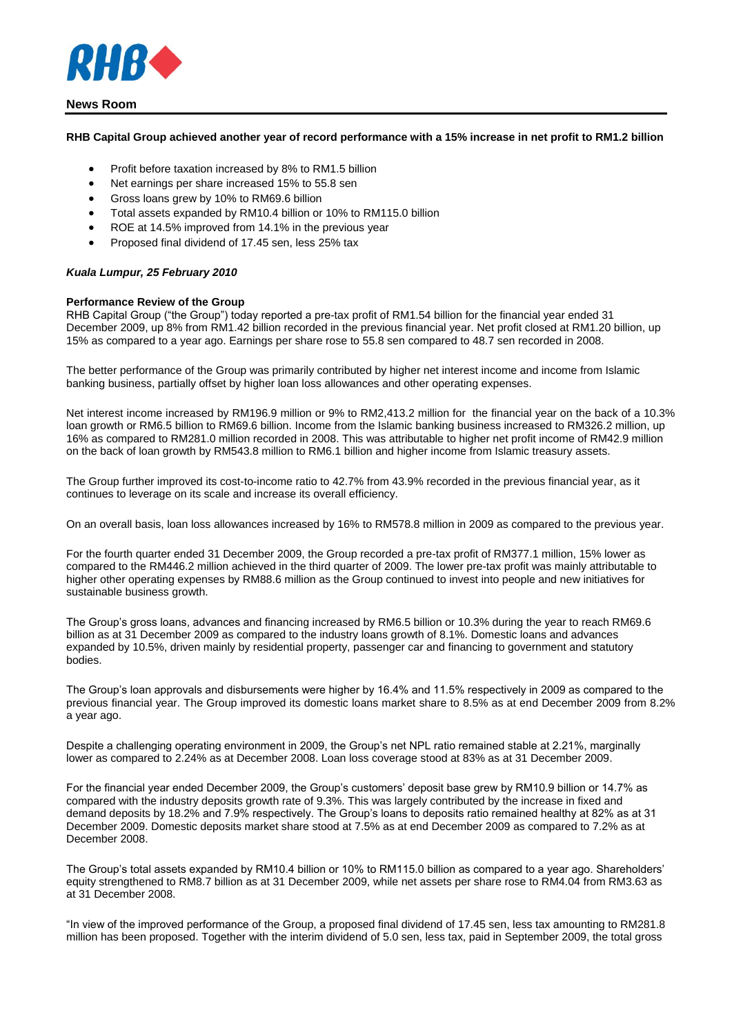RHB

**News Room**

**RHB Capital Group achieved another year of record performance with a 15% increase in net profit to RM1.2 billion**

- Profit before taxation increased by 8% to RM1.5 billion
- Net earnings per share increased 15% to 55.8 sen
- Gross loans grew by 10% to RM69.6 billion
- Total assets expanded by RM10.4 billion or 10% to RM115.0 billion
- ROE at 14.5% improved from 14.1% in the previous year
- Proposed final dividend of 17.45 sen, less 25% tax

***Kuala Lumpur, 25 February 2010***

**Performance Review of the Group**

RHB Capital Group ("the Group") today reported a pre-tax profit of RM1.54 billion for the financial year ended 31 December 2009, up 8% from RM1.42 billion recorded in the previous financial year. Net profit closed at RM1.20 billion, up 15% as compared to a year ago. Earnings per share rose to 55.8 sen compared to 48.7 sen recorded in 2008.

The better performance of the Group was primarily contributed by higher net interest income and income from Islamic banking business, partially offset by higher loan loss allowances and other operating expenses.

Net interest income increased by RM196.9 million or 9% to RM2,413.2 million for the financial year on the back of a 10.3% loan growth or RM6.5 billion to RM69.6 billion. Income from the Islamic banking business increased to RM326.2 million, up 16% as compared to RM281.0 million recorded in 2008. This was attributable to higher net profit income of RM42.9 million on the back of loan growth by RM543.8 million to RM6.1 billion and higher income from Islamic treasury assets.

The Group further improved its cost-to-income ratio to 42.7% from 43.9% recorded in the previous financial year, as it continues to leverage on its scale and increase its overall efficiency.

On an overall basis, loan loss allowances increased by 16% to RM578.8 million in 2009 as compared to the previous year.

For the fourth quarter ended 31 December 2009, the Group recorded a pre-tax profit of RM377.1 million, 15% lower as compared to the RM446.2 million achieved in the third quarter of 2009. The lower pre-tax profit was mainly attributable to higher other operating expenses by RM88.6 million as the Group continued to invest into people and new initiatives for sustainable business growth.

The Group's gross loans, advances and financing increased by RM6.5 billion or 10.3% during the year to reach RM69.6 billion as at 31 December 2009 as compared to the industry loans growth of 8.1%. Domestic loans and advances expanded by 10.5%, driven mainly by residential property, passenger car and financing to government and statutory bodies.

The Group's loan approvals and disbursements were higher by 16.4% and 11.5% respectively in 2009 as compared to the previous financial year. The Group improved its domestic loans market share to 8.5% as at end December 2009 from 8.2% a year ago.

Despite a challenging operating environment in 2009, the Group's net NPL ratio remained stable at 2.21%, marginally lower as compared to 2.24% as at December 2008. Loan loss coverage stood at 83% as at 31 December 2009.

For the financial year ended December 2009, the Group's customers' deposit base grew by RM10.9 billion or 14.7% as compared with the industry deposits growth rate of 9.3%. This was largely contributed by the increase in fixed and demand deposits by 18.2% and 7.9% respectively. The Group's loans to deposits ratio remained healthy at 82% as at 31 December 2009. Domestic deposits market share stood at 7.5% as at end December 2009 as compared to 7.2% as at December 2008.

The Group's total assets expanded by RM10.4 billion or 10% to RM115.0 billion as compared to a year ago. Shareholders' equity strengthened to RM8.7 billion as at 31 December 2009, while net assets per share rose to RM4.04 from RM3.63 as at 31 December 2008.

"In view of the improved performance of the Group, a proposed final dividend of 17.45 sen, less tax amounting to RM281.8 million has been proposed. Together with the interim dividend of 5.0 sen, less tax, paid in September 2009, the total gross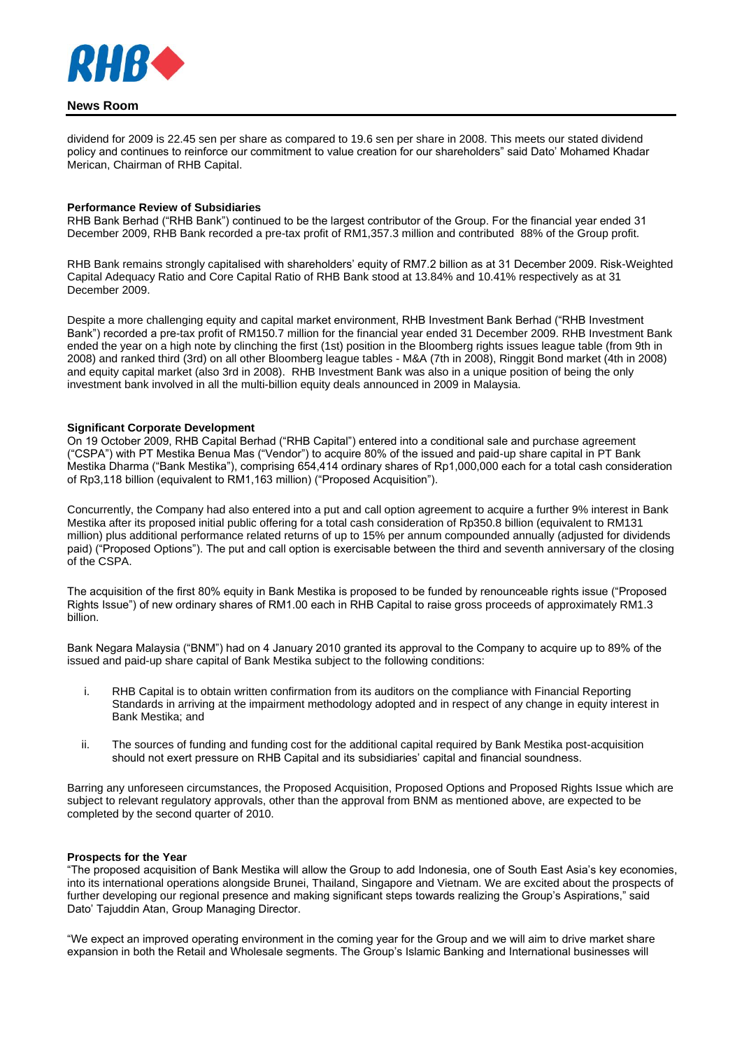dividend for 2009 is 22.45 sen per share as compared to 19.6 sen per share in 2008. This meets our stated dividend policy and continues to reinforce our commitment to value creation for our shareholders" said Dato' Mohamed Khadar Merican, Chairman of RHB Capital.

**Performance Review of Subsidiaries**

RHB Bank Berhad ("RHB Bank") continued to be the largest contributor of the Group. For the financial year ended 31 December 2009, RHB Bank recorded a pre-tax profit of RM1,357.3 million and contributed 88% of the Group profit.

RHB Bank remains strongly capitalised with shareholders' equity of RM7.2 billion as at 31 December 2009. Risk-Weighted Capital Adequacy Ratio and Core Capital Ratio of RHB Bank stood at 13.84% and 10.41% respectively as at 31 December 2009.

Despite a more challenging equity and capital market environment, RHB Investment Bank Berhad ("RHB Investment Bank") recorded a pre-tax profit of RM150.7 million for the financial year ended 31 December 2009. RHB Investment Bank ended the year on a high note by clinching the first (1st) position in the Bloomberg rights issues league table (from 9th in 2008) and ranked third (3rd) on all other Bloomberg league tables - M&A (7th in 2008), Ringgit Bond market (4th in 2008) and equity capital market (also 3rd in 2008). RHB Investment Bank was also in a unique position of being the only investment bank involved in all the multi-billion equity deals announced in 2009 in Malaysia.

**Significant Corporate Development**

On 19 October 2009, RHB Capital Berhad ("RHB Capital") entered into a conditional sale and purchase agreement ("CSPA") with PT Mestika Benua Mas ("Vendor") to acquire 80% of the issued and paid-up share capital in PT Bank Mestika Dharma ("Bank Mestika"), comprising 654,414 ordinary shares of Rp1,000,000 each for a total cash consideration of Rp3,118 billion (equivalent to RM1,163 million) ("Proposed Acquisition").

Concurrently, the Company had also entered into a put and call option agreement to acquire a further 9% interest in Bank Mestika after its proposed initial public offering for a total cash consideration of Rp350.8 billion (equivalent to RM131 million) plus additional performance related returns of up to 15% per annum compounded annually (adjusted for dividends paid) ("Proposed Options"). The put and call option is exercisable between the third and seventh anniversary of the closing of the CSPA.

The acquisition of the first 80% equity in Bank Mestika is proposed to be funded by renounceable rights issue ("Proposed Rights Issue") of new ordinary shares of RM1.00 each in RHB Capital to raise gross proceeds of approximately RM1.3 billion.

Bank Negara Malaysia ("BNM") had on 4 January 2010 granted its approval to the Company to acquire up to 89% of the issued and paid-up share capital of Bank Mestika subject to the following conditions:

i. RHB Capital is to obtain written confirmation from its auditors on the compliance with Financial Reporting Standards in arriving at the impairment methodology adopted and in respect of any change in equity interest in Bank Mestika; and

ii. The sources of funding and funding cost for the additional capital required by Bank Mestika post-acquisition should not exert pressure on RHB Capital and its subsidiaries' capital and financial soundness.

Barring any unforeseen circumstances, the Proposed Acquisition, Proposed Options and Proposed Rights Issue which are subject to relevant regulatory approvals, other than the approval from BNM as mentioned above, are expected to be completed by the second quarter of 2010.

**Prospects for the Year**

"The proposed acquisition of Bank Mestika will allow the Group to add Indonesia, one of South East Asia's key economies, into its international operations alongside Brunei, Thailand, Singapore and Vietnam. We are excited about the prospects of further developing our regional presence and making significant steps towards realizing the Group's Aspirations," said Dato' Tajuddin Atan, Group Managing Director.

"We expect an improved operating environment in the coming year for the Group and we will aim to drive market share expansion in both the Retail and Wholesale segments. The Group's Islamic Banking and International businesses will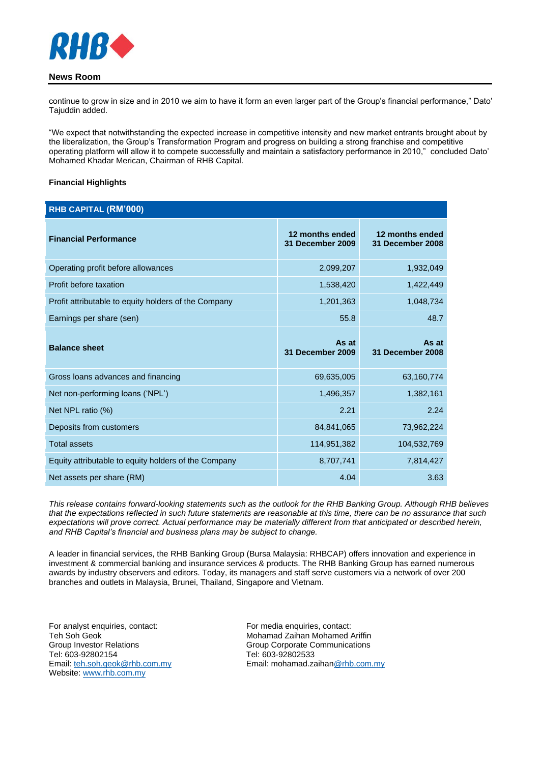continue to grow in size and in 2010 we aim to have it form an even larger part of the Group's financial performance," Dato' Tajuddin added.

"We expect that notwithstanding the expected increase in competitive intensity and new market entrants brought about by the liberalization, the Group's Transformation Program and progress on building a strong franchise and competitive operating platform will allow it to compete successfully and maintain a satisfactory performance in 2010," concluded Dato' Mohamed Khadar Merican, Chairman of RHB Capital.

**Financial Highlights**

| RHB CAPITAL (RM'000) | | |
|---|---|---|
| **Financial Performance** | **12 months ended 31 December 2009** | **12 months ended 31 December 2008** |
| Operating profit before allowances | 2,099,207 | 1,932,049 |
| Profit before taxation | 1,538,420 | 1,422,449 |
| Profit attributable to equity holders of the Company | 1,201,363 | 1,048,734 |
| Earnings per share (sen) | 55.8 | 48.7 |
| **Balance sheet** | **As at 31 December 2009** | **As at 31 December 2008** |
| Gross loans advances and financing | 69,635,005 | 63,160,774 |
| Net non-performing loans ('NPL') | 1,496,357 | 1,382,161 |
| Net NPL ratio (%) | 2.21 | 2.24 |
| Deposits from customers | 84,841,065 | 73,962,224 |
| Total assets | 114,951,382 | 104,532,769 |
| Equity attributable to equity holders of the Company | 8,707,741 | 7,814,427 |
| Net assets per share (RM) | 4.04 | 3.63 |

*This release contains forward-looking statements such as the outlook for the RHB Banking Group. Although RHB believes that the expectations reflected in such future statements are reasonable at this time, there can be no assurance that such expectations will prove correct. Actual performance may be materially different from that anticipated or described herein, and RHB Capital's financial and business plans may be subject to change.*

A leader in financial services, the RHB Banking Group (Bursa Malaysia: RHBCAP) offers innovation and experience in investment & commercial banking and insurance services & products. The RHB Banking Group has earned numerous awards by industry observers and editors. Today, its managers and staff serve customers via a network of over 200 branches and outlets in Malaysia, Brunei, Thailand, Singapore and Vietnam.

For analyst enquiries, contact:
Teh Soh Geok
Group Investor Relations
Tel: 603-92802154
Email: teh.soh.geok@rhb.com.my
Website: www.rhb.com.my

For media enquiries, contact:
Mohamad Zaihan Mohamed Ariffin
Group Corporate Communications
Tel: 603-92802533
Email: mohamad.zaihan@rhb.com.my